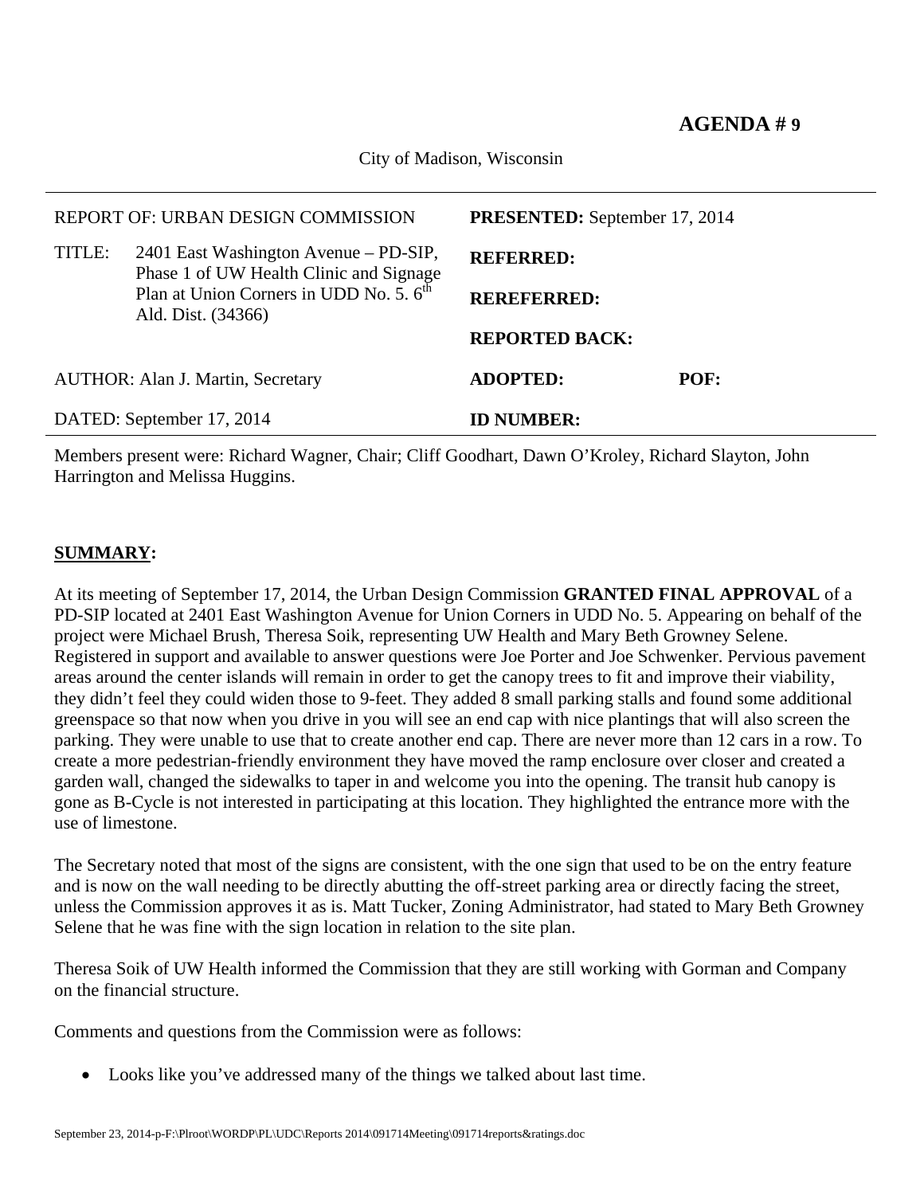**AGENDA # 9**

City of Madison, Wisconsin

| | |
|---|---|
| REPORT OF: URBAN DESIGN COMMISSION | **PRESENTED:** September 17, 2014 |
| TITLE: 2401 East Washington Avenue – PD-SIP, Phase 1 of UW Health Clinic and Signage Plan at Union Corners in UDD No. 5. 6th Ald. Dist. (34366) | **REFERRED:** |
| | **REREFERRED:** |
| | **REPORTED BACK:** |
| AUTHOR: Alan J. Martin, Secretary | **ADOPTED:** **POF:** |
| DATED: September 17, 2014 | **ID NUMBER:** |

Members present were: Richard Wagner, Chair; Cliff Goodhart, Dawn O'Kroley, Richard Slayton, John Harrington and Melissa Huggins.

## SUMMARY:

At its meeting of September 17, 2014, the Urban Design Commission **GRANTED FINAL APPROVAL** of a PD-SIP located at 2401 East Washington Avenue for Union Corners in UDD No. 5. Appearing on behalf of the project were Michael Brush, Theresa Soik, representing UW Health and Mary Beth Growney Selene. Registered in support and available to answer questions were Joe Porter and Joe Schwenker. Pervious pavement areas around the center islands will remain in order to get the canopy trees to fit and improve their viability, they didn't feel they could widen those to 9-feet. They added 8 small parking stalls and found some additional greenspace so that now when you drive in you will see an end cap with nice plantings that will also screen the parking. They were unable to use that to create another end cap. There are never more than 12 cars in a row. To create a more pedestrian-friendly environment they have moved the ramp enclosure over closer and created a garden wall, changed the sidewalks to taper in and welcome you into the opening. The transit hub canopy is gone as B-Cycle is not interested in participating at this location. They highlighted the entrance more with the use of limestone.

The Secretary noted that most of the signs are consistent, with the one sign that used to be on the entry feature and is now on the wall needing to be directly abutting the off-street parking area or directly facing the street, unless the Commission approves it as is. Matt Tucker, Zoning Administrator, had stated to Mary Beth Growney Selene that he was fine with the sign location in relation to the site plan.

Theresa Soik of UW Health informed the Commission that they are still working with Gorman and Company on the financial structure.

Comments and questions from the Commission were as follows:

- Looks like you've addressed many of the things we talked about last time.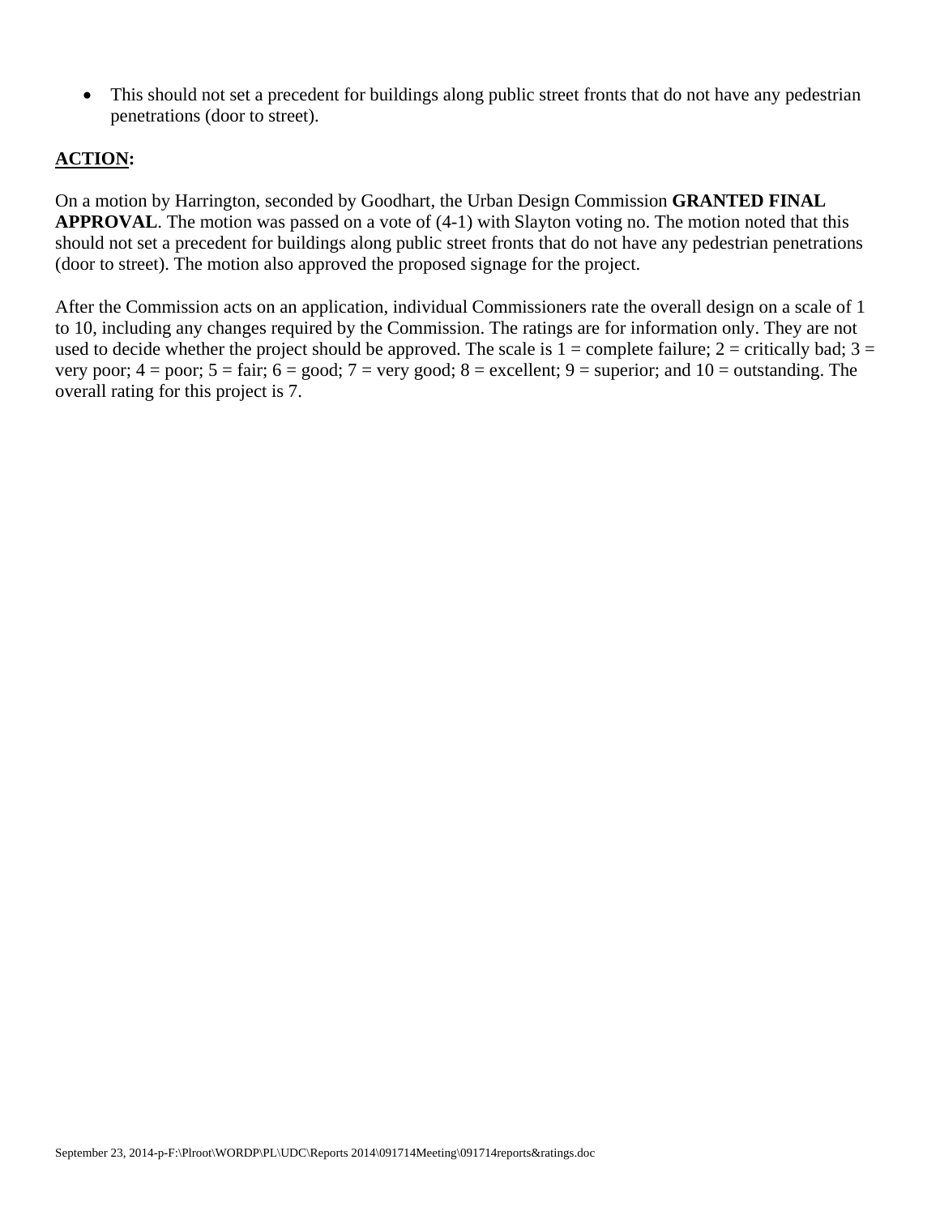- This should not set a precedent for buildings along public street fronts that do not have any pedestrian penetrations (door to street).

**ACTION:**

On a motion by Harrington, seconded by Goodhart, the Urban Design Commission **GRANTED FINAL APPROVAL**. The motion was passed on a vote of (4-1) with Slayton voting no. The motion noted that this should not set a precedent for buildings along public street fronts that do not have any pedestrian penetrations (door to street). The motion also approved the proposed signage for the project.

After the Commission acts on an application, individual Commissioners rate the overall design on a scale of 1 to 10, including any changes required by the Commission. The ratings are for information only. They are not used to decide whether the project should be approved. The scale is 1 = complete failure; 2 = critically bad; 3 = very poor; 4 = poor; 5 = fair; 6 = good; 7 = very good; 8 = excellent; 9 = superior; and 10 = outstanding. The overall rating for this project is 7.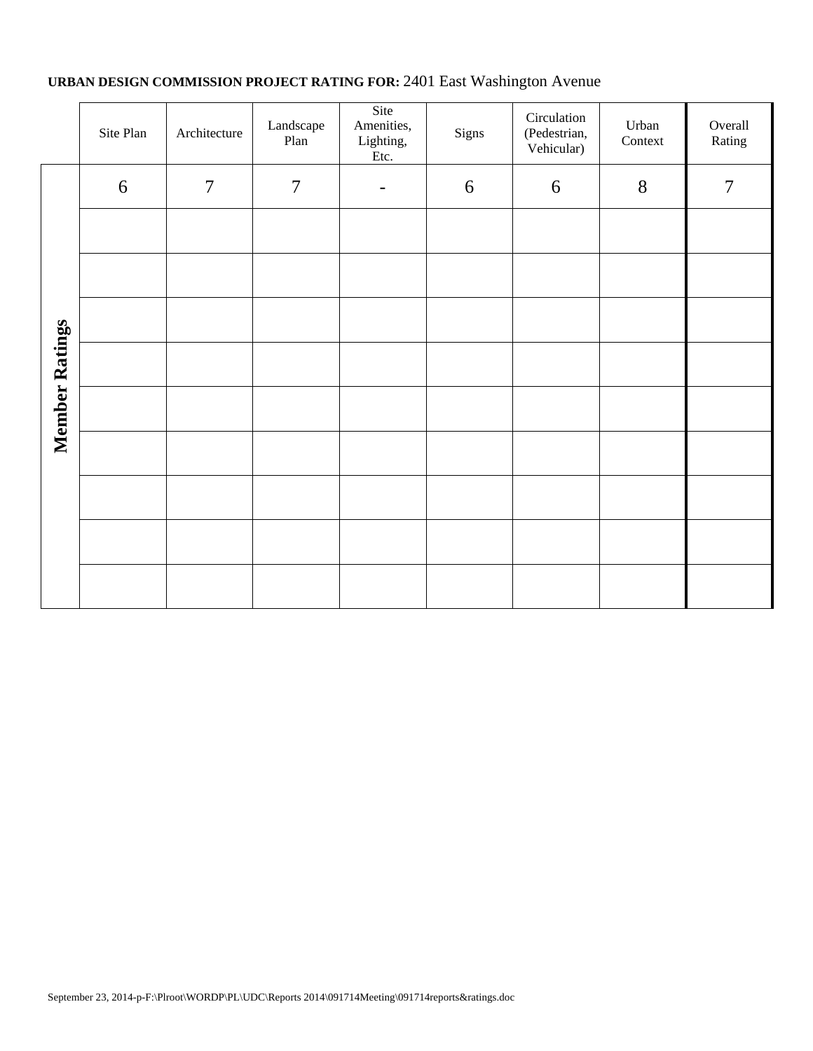**URBAN DESIGN COMMISSION PROJECT RATING FOR:** 2401 East Washington Avenue

| | Site Plan | Architecture | Landscape Plan | Site Amenities, Lighting, Etc. | Signs | Circulation (Pedestrian, Vehicular) | Urban Context | Overall Rating |
|---|---|---|---|---|---|---|---|---|
| **Member Ratings** | 6 | 7 | 7 | - | 6 | 6 | 8 | 7 |
| | | | | | | | | |
| | | | | | | | | |
| | | | | | | | | |
| | | | | | | | | |
| | | | | | | | | |
| | | | | | | | | |
| | | | | | | | | |
| | | | | | | | | |
| | | | | | | | | |

September 23, 2014-p-F:\Plroot\WORDP\PL\UDC\Reports 2014\091714Meeting\091714reports&ratings.doc